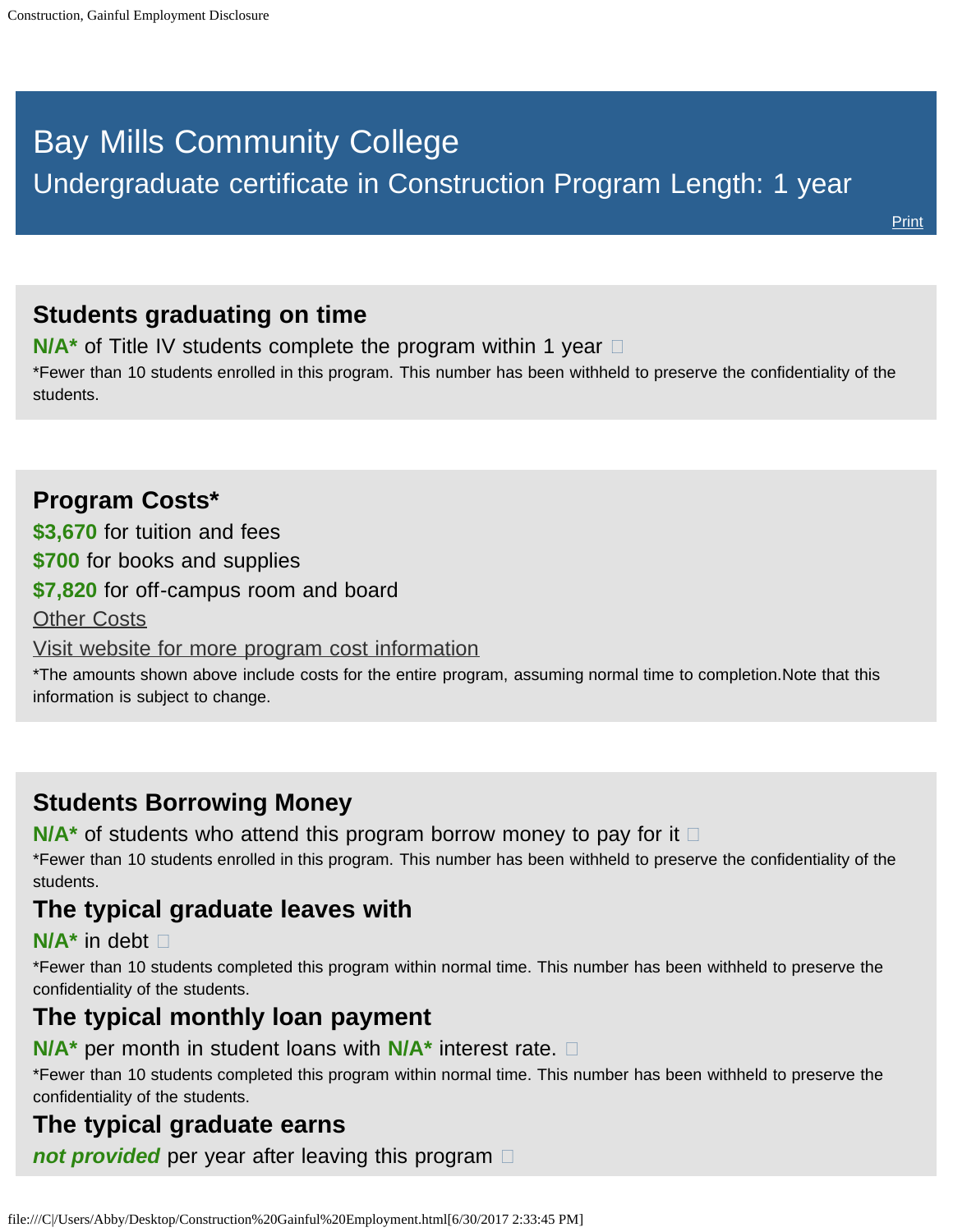# Bay Mills Community College

## Undergraduate certificate in Construction Program Length: 1 year

Print

### Students graduating on time

**N/A*** of Title IV students complete the program within 1 year

*Fewer than 10 students enrolled in this program. This number has been withheld to preserve the confidentiality of the students.

### Program Costs*

**$3,670** for tuition and fees

**$700** for books and supplies

**$7,820** for off-campus room and board

Other Costs

Visit website for more program cost information

*The amounts shown above include costs for the entire program, assuming normal time to completion.Note that this information is subject to change.

### Students Borrowing Money

**N/A*** of students who attend this program borrow money to pay for it

*Fewer than 10 students enrolled in this program. This number has been withheld to preserve the confidentiality of the students.

### The typical graduate leaves with

**N/A*** in debt

*Fewer than 10 students completed this program within normal time. This number has been withheld to preserve the confidentiality of the students.

### The typical monthly loan payment

**N/A*** per month in student loans with **N/A*** interest rate.

*Fewer than 10 students completed this program within normal time. This number has been withheld to preserve the confidentiality of the students.

### The typical graduate earns

***not provided*** per year after leaving this program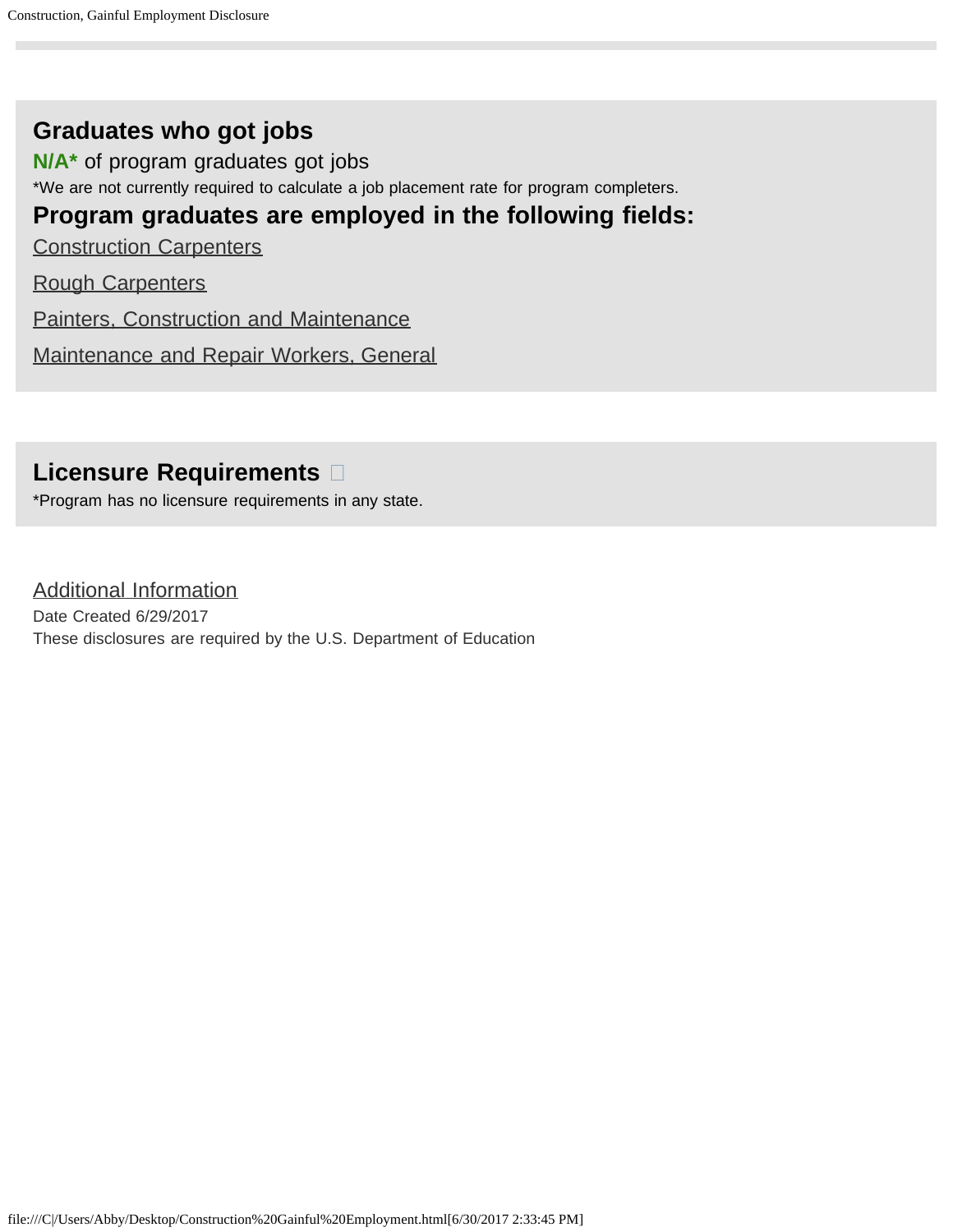## Graduates who got jobs

**N/A*** of program graduates got jobs

*We are not currently required to calculate a job placement rate for program completers.

## Program graduates are employed in the following fields:

Construction Carpenters

Rough Carpenters

Painters, Construction and Maintenance

Maintenance and Repair Workers, General

## Licensure Requirements

*Program has no licensure requirements in any state.

Additional Information

Date Created 6/29/2017

These disclosures are required by the U.S. Department of Education